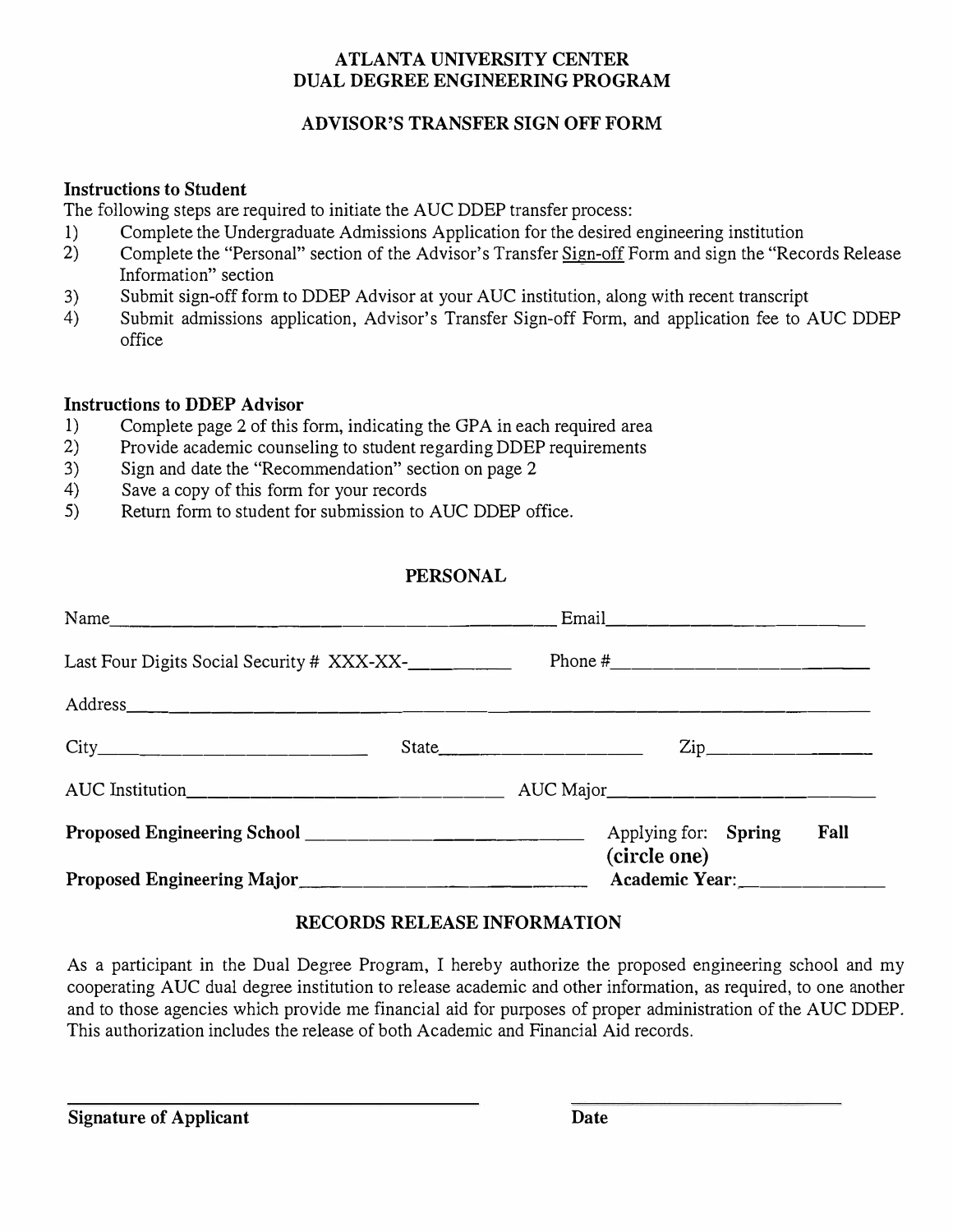# ATLANTA UNIVERSITY CENTER
# DUAL DEGREE ENGINEERING PROGRAM

## ADVISOR'S TRANSFER SIGN OFF FORM

**Instructions to Student**

The following steps are required to initiate the AUC DDEP transfer process:

1) Complete the Undergraduate Admissions Application for the desired engineering institution
2) Complete the "Personal" section of the Advisor's Transfer Sign-off Form and sign the "Records Release Information" section
3) Submit sign-off form to DDEP Advisor at your AUC institution, along with recent transcript
4) Submit admissions application, Advisor's Transfer Sign-off Form, and application fee to AUC DDEP office

**Instructions to DDEP Advisor**

1) Complete page 2 of this form, indicating the GPA in each required area
2) Provide academic counseling to student regarding DDEP requirements
3) Sign and date the "Recommendation" section on page 2
4) Save a copy of this form for your records
5) Return form to student for submission to AUC DDEP office.

## PERSONAL

Name________________________________________ Email____________________________

Last Four Digits Social Security # XXX-XX-__________ Phone #____________________________

Address________________________________________________________________________

City__________________________ State____________________ Zip________________

AUC Institution________________________________ AUC Major____________________________

**Proposed Engineering School** ______________________________ Applying for: **Spring** **Fall** **(circle one)**

**Proposed Engineering Major**______________________________ **Academic Year:**______________

## RECORDS RELEASE INFORMATION

As a participant in the Dual Degree Program, I hereby authorize the proposed engineering school and my cooperating AUC dual degree institution to release academic and other information, as required, to one another and to those agencies which provide me financial aid for purposes of proper administration of the AUC DDEP. This authorization includes the release of both Academic and Financial Aid records.

________________________________________ ____________________________

**Signature of Applicant** **Date**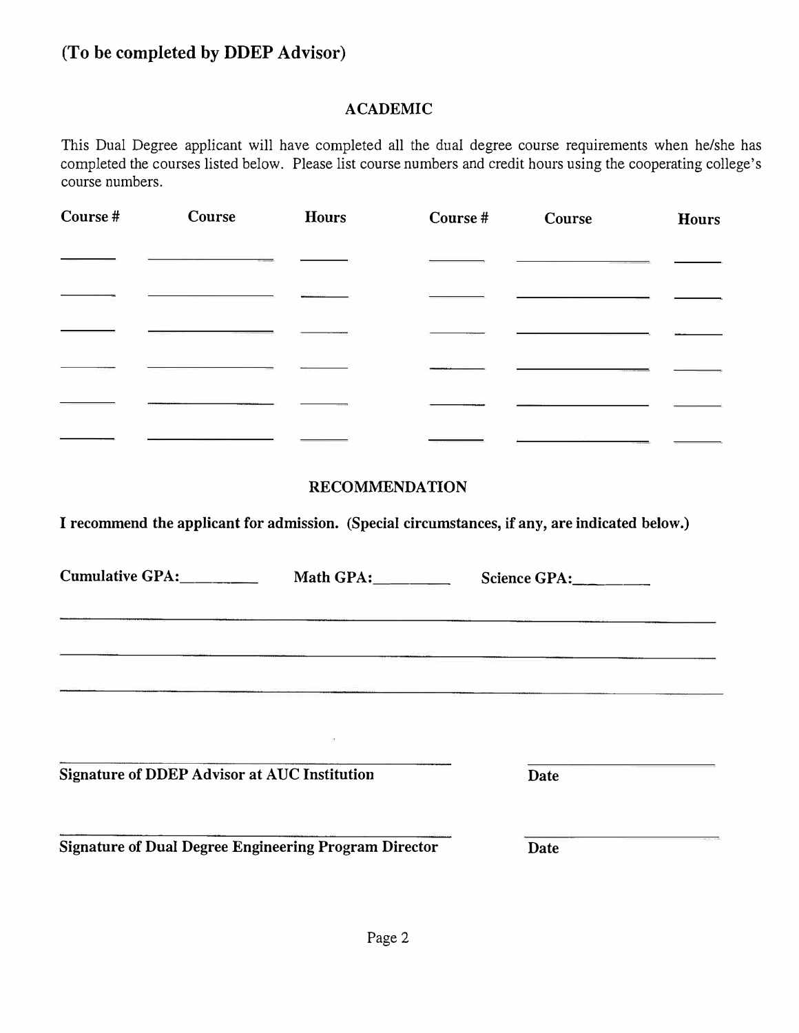## (To be completed by DDEP Advisor)

### ACADEMIC

This Dual Degree applicant will have completed all the dual degree course requirements when he/she has completed the courses listed below. Please list course numbers and credit hours using the cooperating college's course numbers.

| Course # | Course | Hours | Course # | Course | Hours |
|---|---|---|---|---|---|
| | | | | | |
| | | | | | |
| | | | | | |
| | | | | | |
| | | | | | |
| | | | | | |

### RECOMMENDATION

**I recommend the applicant for admission. (Special circumstances, if any, are indicated below.)**

**Cumulative GPA:**__________ **Math GPA:**__________ **Science GPA:**__________

______________________________________________________________________________

______________________________________________________________________________

______________________________________________________________________________

______________________________________________ ____________________

**Signature of DDEP Advisor at AUC Institution** **Date**

______________________________________________ ____________________

**Signature of Dual Degree Engineering Program Director** **Date**